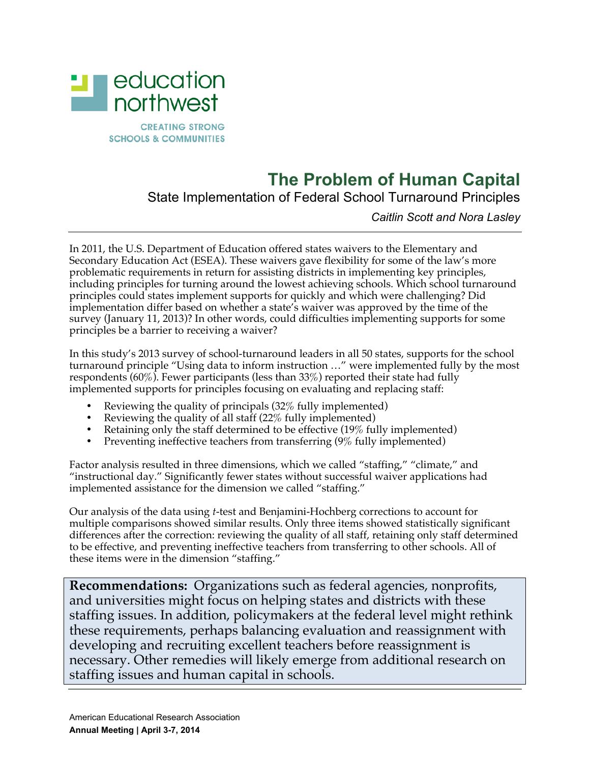education northwest

CREATING STRONG SCHOOLS & COMMUNITIES

# The Problem of Human Capital

## State Implementation of Federal School Turnaround Principles

*Caitlin Scott and Nora Lasley*

In 2011, the U.S. Department of Education offered states waivers to the Elementary and Secondary Education Act (ESEA). These waivers gave flexibility for some of the law's more problematic requirements in return for assisting districts in implementing key principles, including principles for turning around the lowest achieving schools. Which school turnaround principles could states implement supports for quickly and which were challenging? Did implementation differ based on whether a state's waiver was approved by the time of the survey (January 11, 2013)? In other words, could difficulties implementing supports for some principles be a barrier to receiving a waiver?

In this study's 2013 survey of school-turnaround leaders in all 50 states, supports for the school turnaround principle "Using data to inform instruction …" were implemented fully by the most respondents (60%). Fewer participants (less than 33%) reported their state had fully implemented supports for principles focusing on evaluating and replacing staff:

- Reviewing the quality of principals (32% fully implemented)
- Reviewing the quality of all staff (22% fully implemented)
- Retaining only the staff determined to be effective (19% fully implemented)
- Preventing ineffective teachers from transferring (9% fully implemented)

Factor analysis resulted in three dimensions, which we called "staffing," "climate," and "instructional day." Significantly fewer states without successful waiver applications had implemented assistance for the dimension we called "staffing."

Our analysis of the data using *t*-test and Benjamini-Hochberg corrections to account for multiple comparisons showed similar results. Only three items showed statistically significant differences after the correction: reviewing the quality of all staff, retaining only staff determined to be effective, and preventing ineffective teachers from transferring to other schools. All of these items were in the dimension "staffing."

**Recommendations:** Organizations such as federal agencies, nonprofits, and universities might focus on helping states and districts with these staffing issues. In addition, policymakers at the federal level might rethink these requirements, perhaps balancing evaluation and reassignment with developing and recruiting excellent teachers before reassignment is necessary. Other remedies will likely emerge from additional research on staffing issues and human capital in schools.

American Educational Research Association
**Annual Meeting | April 3-7, 2014**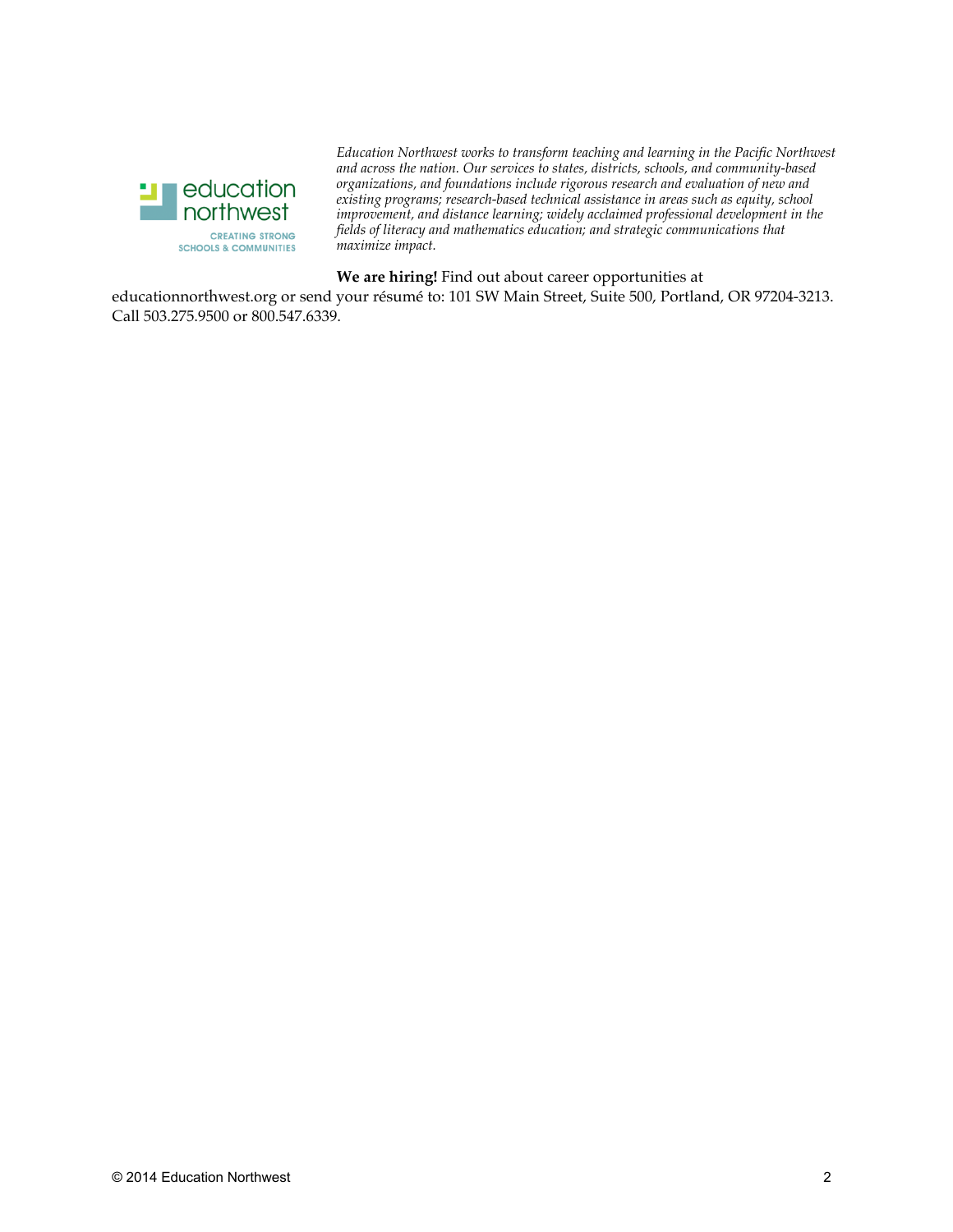education northwest

CREATING STRONG SCHOOLS & COMMUNITIES

*Education Northwest works to transform teaching and learning in the Pacific Northwest and across the nation. Our services to states, districts, schools, and community-based organizations, and foundations include rigorous research and evaluation of new and existing programs; research-based technical assistance in areas such as equity, school improvement, and distance learning; widely acclaimed professional development in the fields of literacy and mathematics education; and strategic communications that maximize impact.*

**We are hiring!** Find out about career opportunities at educationnorthwest.org or send your résumé to: 101 SW Main Street, Suite 500, Portland, OR 97204-3213. Call 503.275.9500 or 800.547.6339.

© 2014 Education Northwest